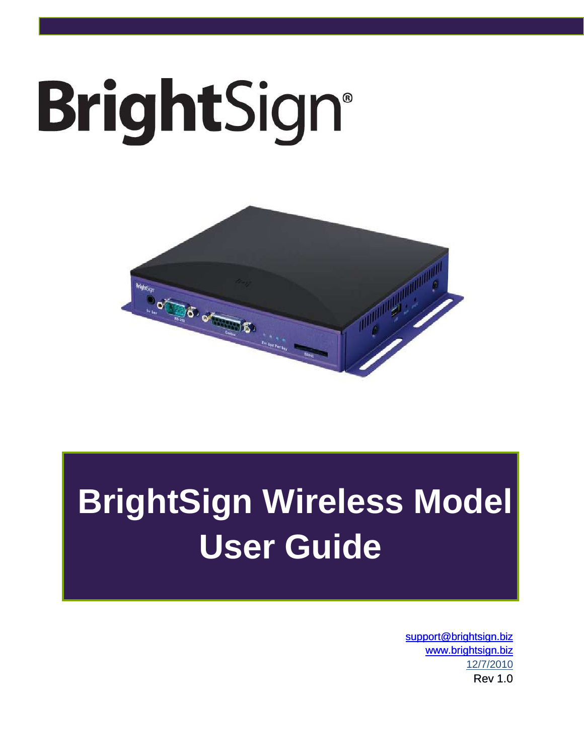BrightSign®

# BrightSign Wireless Model User Guide

support@brightsign.biz
www.brightsign.biz
12/7/2010
Rev 1.0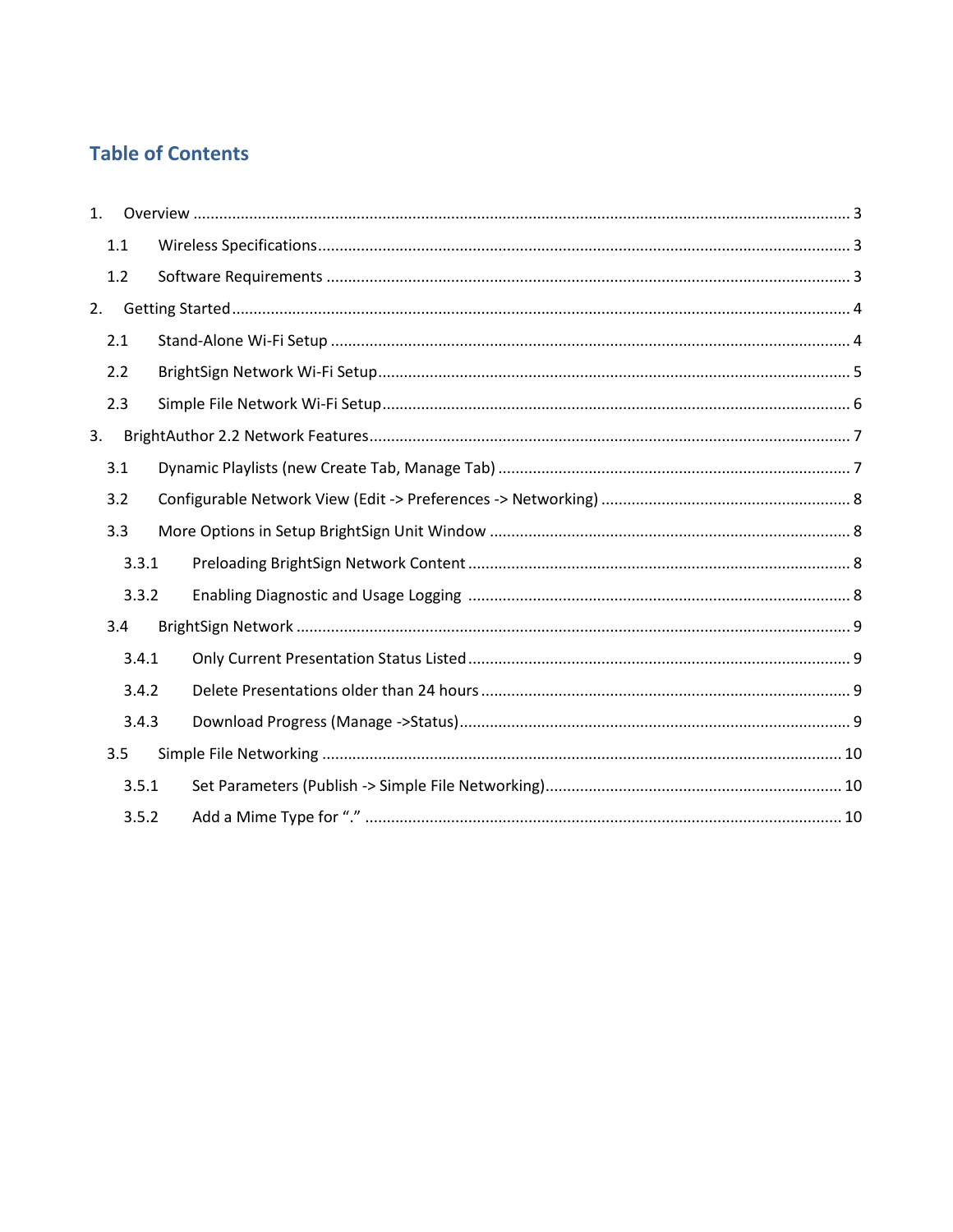## Table of Contents

1. Overview ........................................................................................................................................ 3
   - 1.1 Wireless Specifications ........................................................................................................... 3
   - 1.2 Software Requirements ........................................................................................................... 3
2. Getting Started ................................................................................................................................. 4
   - 2.1 Stand-Alone Wi-Fi Setup ......................................................................................................... 4
   - 2.2 BrightSign Network Wi-Fi Setup ............................................................................................. 5
   - 2.3 Simple File Network Wi-Fi Setup ............................................................................................ 6
3. BrightAuthor 2.2 Network Features ................................................................................................ 7
   - 3.1 Dynamic Playlists (new Create Tab, Manage Tab) ................................................................. 7
   - 3.2 Configurable Network View (Edit -> Preferences -> Networking) ......................................... 8
   - 3.3 More Options in Setup BrightSign Unit Window ................................................................... 8
     - 3.3.1 Preloading BrightSign Network Content ....................................................................... 8
     - 3.3.2 Enabling Diagnostic and Usage Logging ........................................................................ 8
   - 3.4 BrightSign Network ................................................................................................................ 9
     - 3.4.1 Only Current Presentation Status Listed ....................................................................... 9
     - 3.4.2 Delete Presentations older than 24 hours ..................................................................... 9
     - 3.4.3 Download Progress (Manage ->Status) .......................................................................... 9
   - 3.5 Simple File Networking ........................................................................................................ 10
     - 3.5.1 Set Parameters (Publish -> Simple File Networking) .................................................... 10
     - 3.5.2 Add a Mime Type for "." ............................................................................................. 10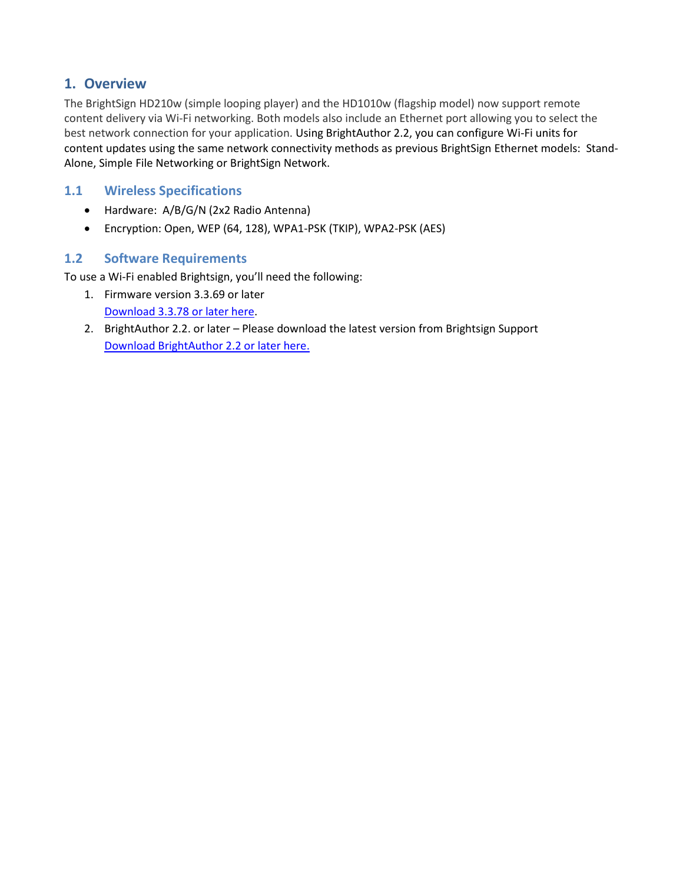## 1. Overview

The BrightSign HD210w (simple looping player) and the HD1010w (flagship model) now support remote content delivery via Wi-Fi networking. Both models also include an Ethernet port allowing you to select the best network connection for your application. Using BrightAuthor 2.2, you can configure Wi-Fi units for content updates using the same network connectivity methods as previous BrightSign Ethernet models: Stand-Alone, Simple File Networking or BrightSign Network.

### 1.1 Wireless Specifications

- Hardware: A/B/G/N (2x2 Radio Antenna)
- Encryption: Open, WEP (64, 128), WPA1-PSK (TKIP), WPA2-PSK (AES)

### 1.2 Software Requirements

To use a Wi-Fi enabled Brightsign, you'll need the following:

1. Firmware version 3.3.69 or later
   Download 3.3.78 or later here.
2. BrightAuthor 2.2. or later – Please download the latest version from Brightsign Support
   Download BrightAuthor 2.2 or later here.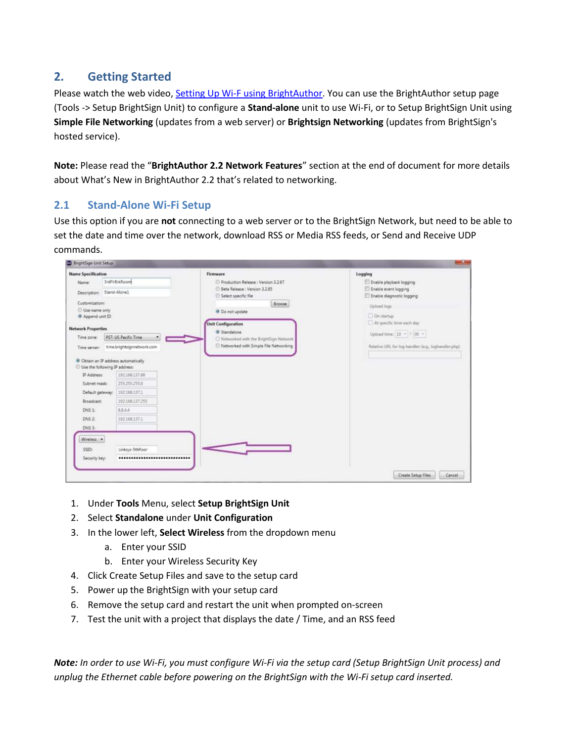## 2. Getting Started

Please watch the web video, [Setting Up Wi-F using BrightAuthor](). You can use the BrightAuthor setup page (Tools -> Setup BrightSign Unit) to configure a **Stand-alone** unit to use Wi-Fi, or to Setup BrightSign Unit using **Simple File Networking** (updates from a web server) or **Brightsign Networking** (updates from BrightSign's hosted service).

**Note:** Please read the "**BrightAuthor 2.2 Network Features**" section at the end of document for more details about What's New in BrightAuthor 2.2 that's related to networking.

### 2.1 Stand-Alone Wi-Fi Setup

Use this option if you are **not** connecting to a web server or to the BrightSign Network, but need to be able to set the date and time over the network, download RSS or Media RSS feeds, or Send and Receive UDP commands.

1. Under **Tools** Menu, select **Setup BrightSign Unit**
2. Select **Standalone** under **Unit Configuration**
3. In the lower left, **Select Wireless** from the dropdown menu
    a. Enter your SSID
    b. Enter your Wireless Security Key
4. Click Create Setup Files and save to the setup card
5. Power up the BrightSign with your setup card
6. Remove the setup card and restart the unit when prompted on-screen
7. Test the unit with a project that displays the date / Time, and an RSS feed

***Note:*** *In order to use Wi-Fi, you must configure Wi-Fi via the setup card (Setup BrightSign Unit process) and unplug the Ethernet cable before powering on the BrightSign with the Wi-Fi setup card inserted.*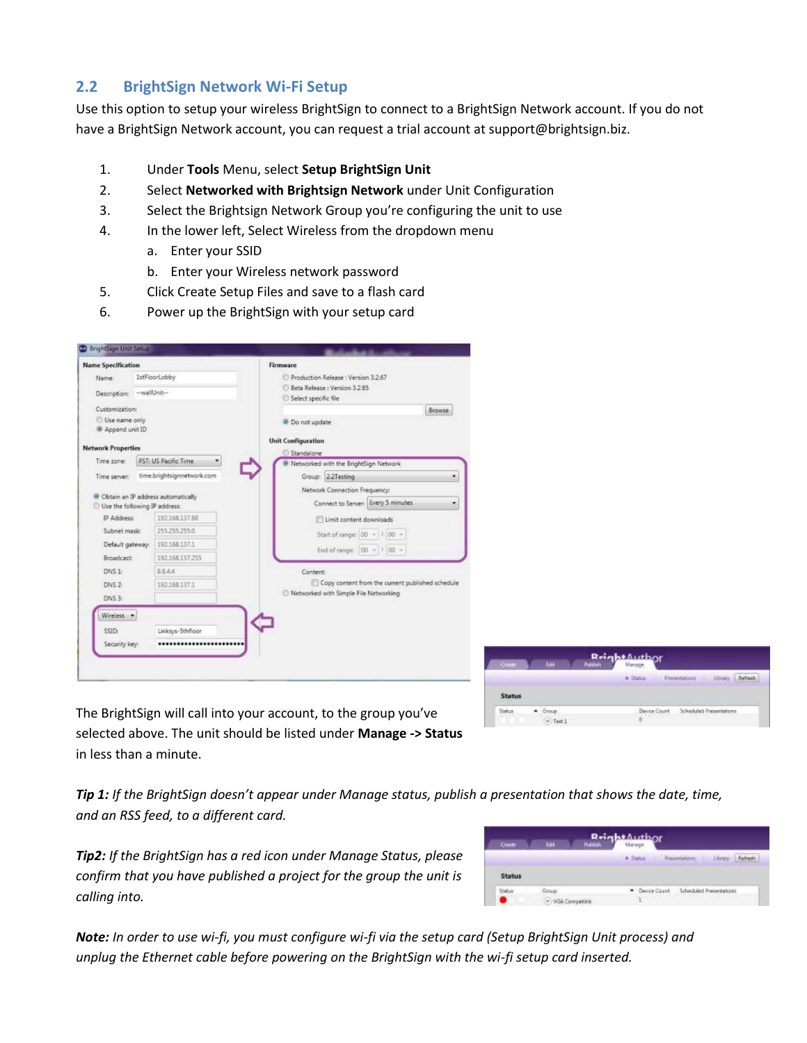## 2.2 BrightSign Network Wi-Fi Setup

Use this option to setup your wireless BrightSign to connect to a BrightSign Network account. If you do not have a BrightSign Network account, you can request a trial account at support@brightsign.biz.

1. Under **Tools** Menu, select **Setup BrightSign Unit**
2. Select **Networked with Brightsign Network** under Unit Configuration
3. Select the Brightsign Network Group you're configuring the unit to use
4. In the lower left, Select Wireless from the dropdown menu
   a. Enter your SSID
   b. Enter your Wireless network password
5. Click Create Setup Files and save to a flash card
6. Power up the BrightSign with your setup card

The BrightSign will call into your account, to the group you've selected above. The unit should be listed under **Manage -> Status** in less than a minute.

***Tip 1:*** *If the BrightSign doesn't appear under Manage status, publish a presentation that shows the date, time, and an RSS feed, to a different card.*

***Tip2:*** *If the BrightSign has a red icon under Manage Status, please confirm that you have published a project for the group the unit is calling into.*

***Note:*** *In order to use wi-fi, you must configure wi-fi via the setup card (Setup BrightSign Unit process) and unplug the Ethernet cable before powering on the BrightSign with the wi-fi setup card inserted.*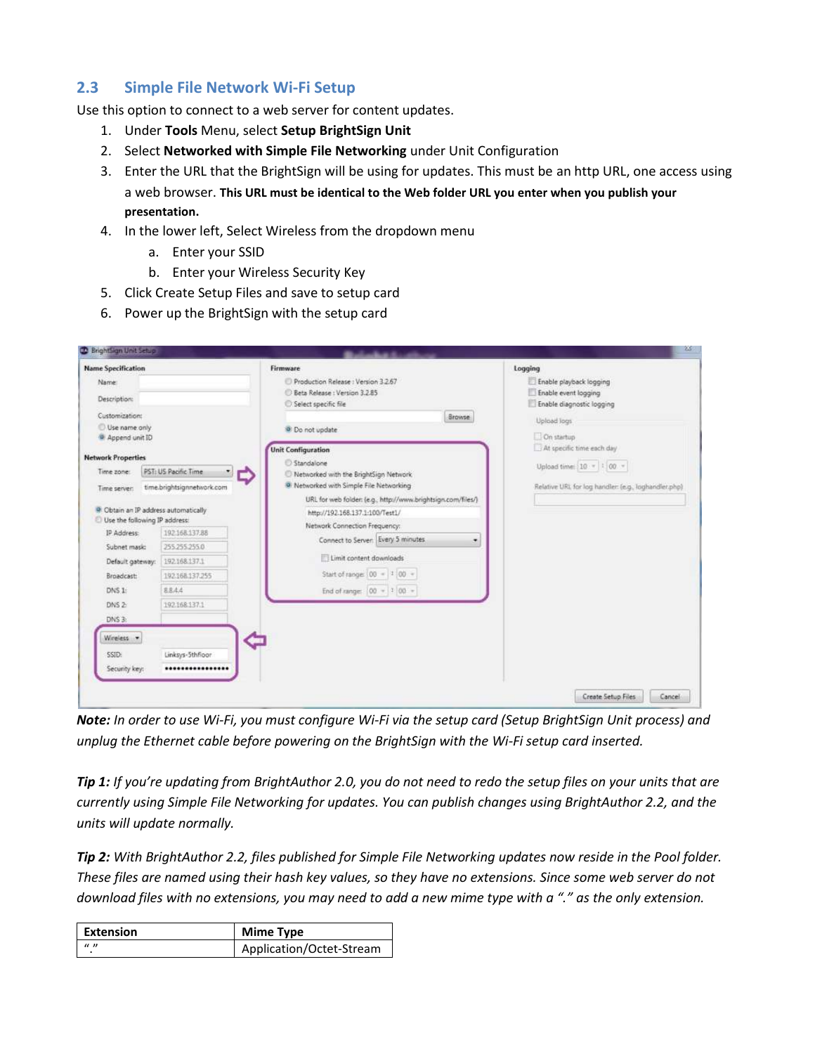## 2.3 Simple File Network Wi-Fi Setup

Use this option to connect to a web server for content updates.

1. Under **Tools** Menu, select **Setup BrightSign Unit**
2. Select **Networked with Simple File Networking** under Unit Configuration
3. Enter the URL that the BrightSign will be using for updates. This must be an http URL, one access using a web browser. **This URL must be identical to the Web folder URL you enter when you publish your presentation.**
4. In the lower left, Select Wireless from the dropdown menu
   a. Enter your SSID
   b. Enter your Wireless Security Key
5. Click Create Setup Files and save to setup card
6. Power up the BrightSign with the setup card

***Note:*** *In order to use Wi-Fi, you must configure Wi-Fi via the setup card (Setup BrightSign Unit process) and unplug the Ethernet cable before powering on the BrightSign with the Wi-Fi setup card inserted.*

***Tip 1:*** *If you're updating from BrightAuthor 2.0, you do not need to redo the setup files on your units that are currently using Simple File Networking for updates. You can publish changes using BrightAuthor 2.2, and the units will update normally.*

***Tip 2:*** *With BrightAuthor 2.2, files published for Simple File Networking updates now reside in the Pool folder. These files are named using their hash key values, so they have no extensions. Since some web server do not download files with no extensions, you may need to add a new mime type with a "." as the only extension.*

| Extension | Mime Type |
|---|---|
| "." | Application/Octet-Stream |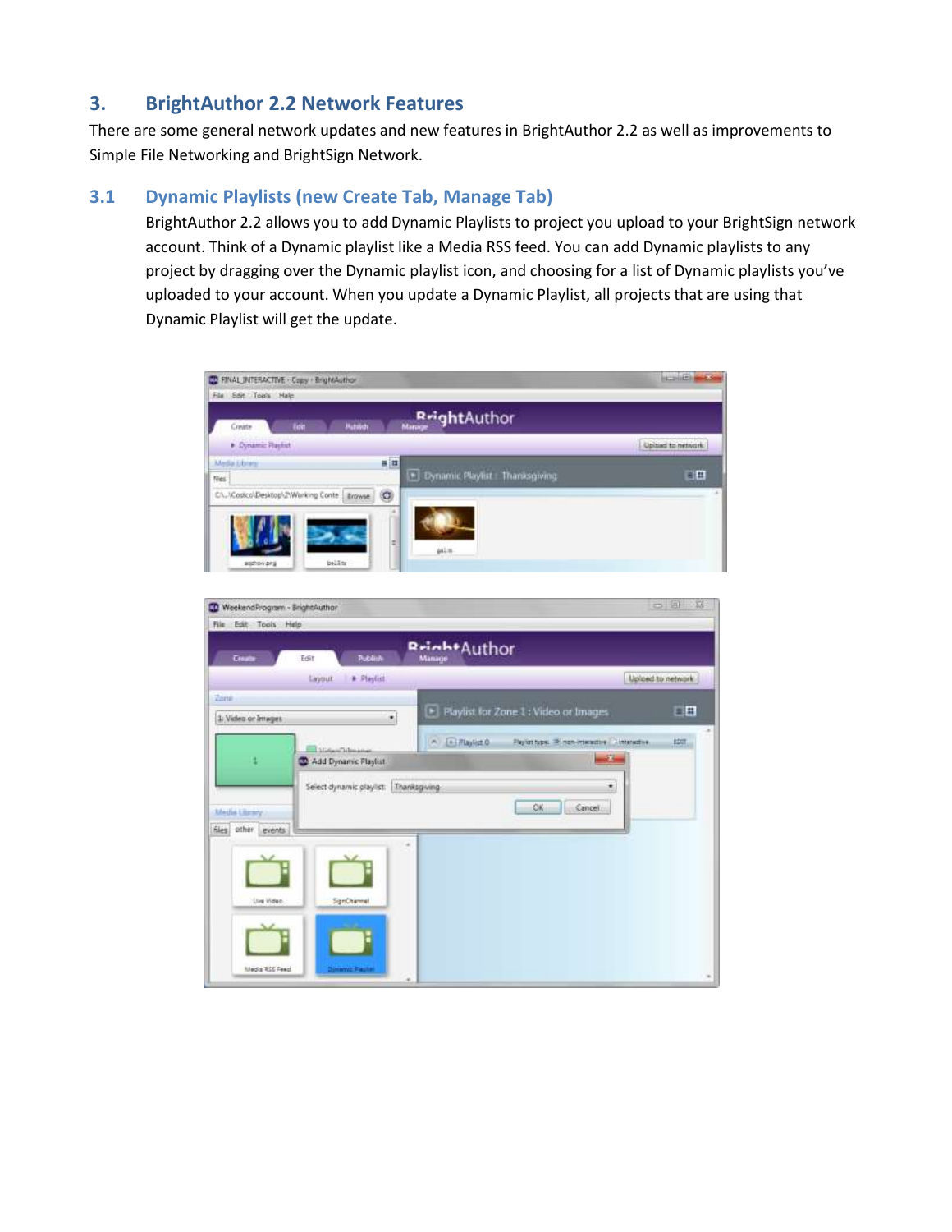## 3. BrightAuthor 2.2 Network Features

There are some general network updates and new features in BrightAuthor 2.2 as well as improvements to Simple File Networking and BrightSign Network.

### 3.1 Dynamic Playlists (new Create Tab, Manage Tab)

BrightAuthor 2.2 allows you to add Dynamic Playlists to project you upload to your BrightSign network account. Think of a Dynamic playlist like a Media RSS feed. You can add Dynamic playlists to any project by dragging over the Dynamic playlist icon, and choosing for a list of Dynamic playlists you've uploaded to your account. When you update a Dynamic Playlist, all projects that are using that Dynamic Playlist will get the update.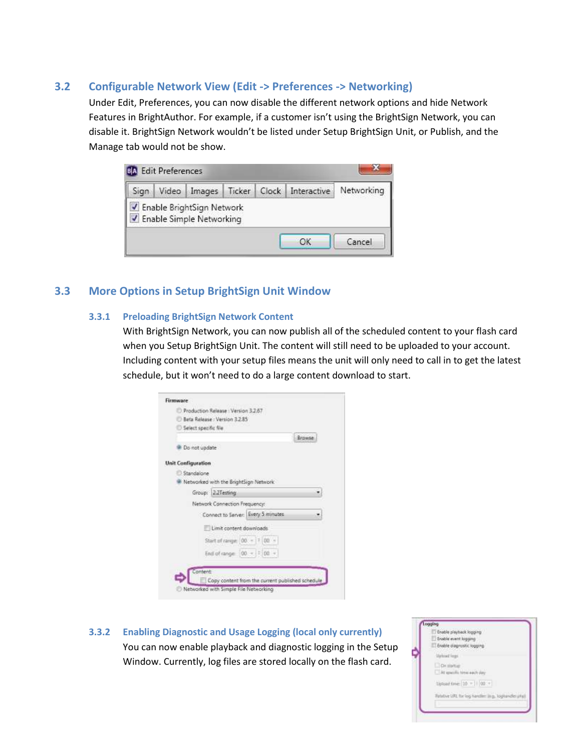## 3.2 Configurable Network View (Edit -> Preferences -> Networking)

Under Edit, Preferences, you can now disable the different network options and hide Network Features in BrightAuthor. For example, if a customer isn't using the BrightSign Network, you can disable it. BrightSign Network wouldn't be listed under Setup BrightSign Unit, or Publish, and the Manage tab would not be show.

## 3.3 More Options in Setup BrightSign Unit Window

### 3.3.1 Preloading BrightSign Network Content

With BrightSign Network, you can now publish all of the scheduled content to your flash card when you Setup BrightSign Unit. The content will still need to be uploaded to your account. Including content with your setup files means the unit will only need to call in to get the latest schedule, but it won't need to do a large content download to start.

### 3.3.2 Enabling Diagnostic and Usage Logging (local only currently)

You can now enable playback and diagnostic logging in the Setup Window. Currently, log files are stored locally on the flash card.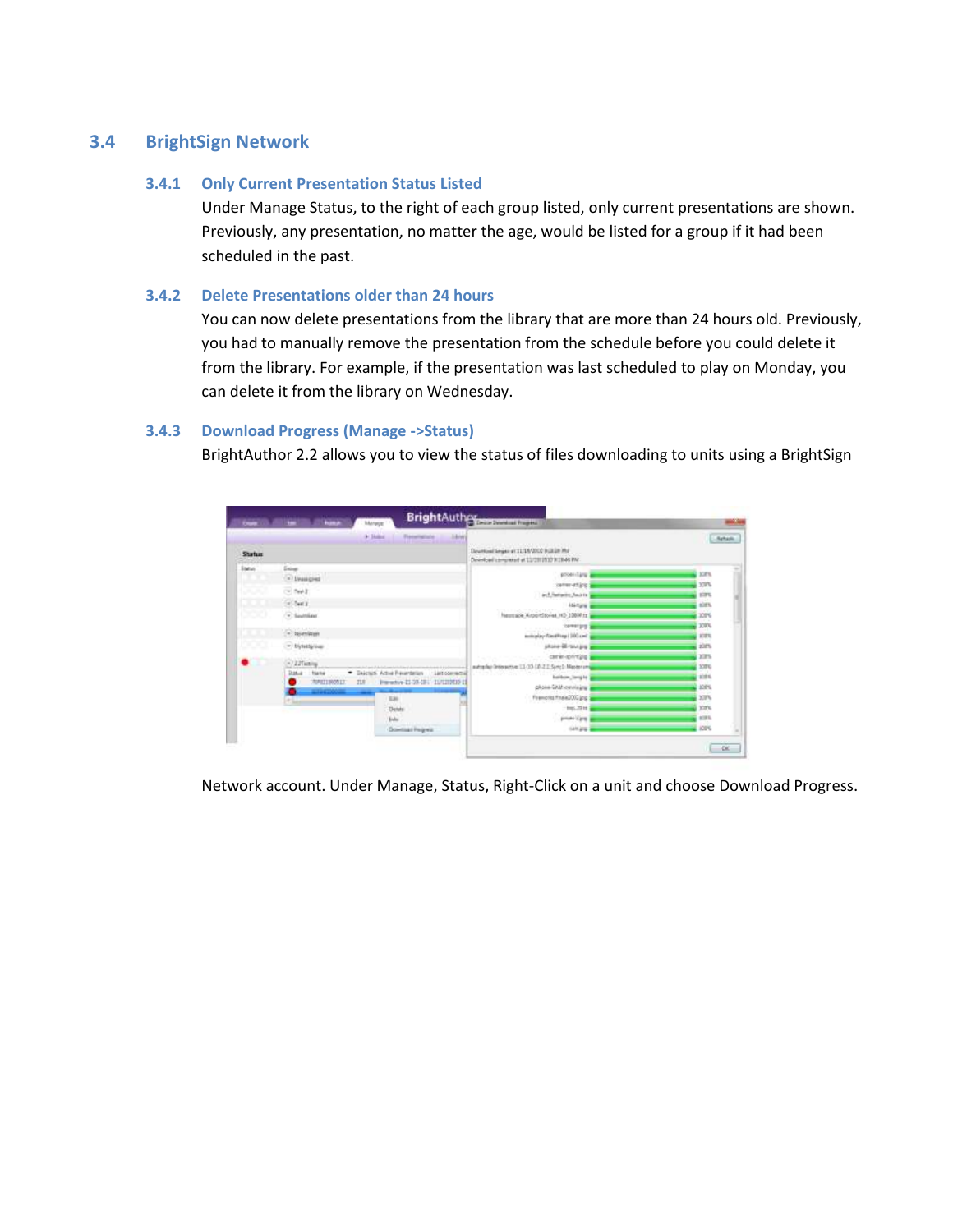## 3.4 BrightSign Network

### 3.4.1 Only Current Presentation Status Listed

Under Manage Status, to the right of each group listed, only current presentations are shown. Previously, any presentation, no matter the age, would be listed for a group if it had been scheduled in the past.

### 3.4.2 Delete Presentations older than 24 hours

You can now delete presentations from the library that are more than 24 hours old. Previously, you had to manually remove the presentation from the schedule before you could delete it from the library. For example, if the presentation was last scheduled to play on Monday, you can delete it from the library on Wednesday.

### 3.4.3 Download Progress (Manage ->Status)

BrightAuthor 2.2 allows you to view the status of files downloading to units using a BrightSign Network account. Under Manage, Status, Right-Click on a unit and choose Download Progress.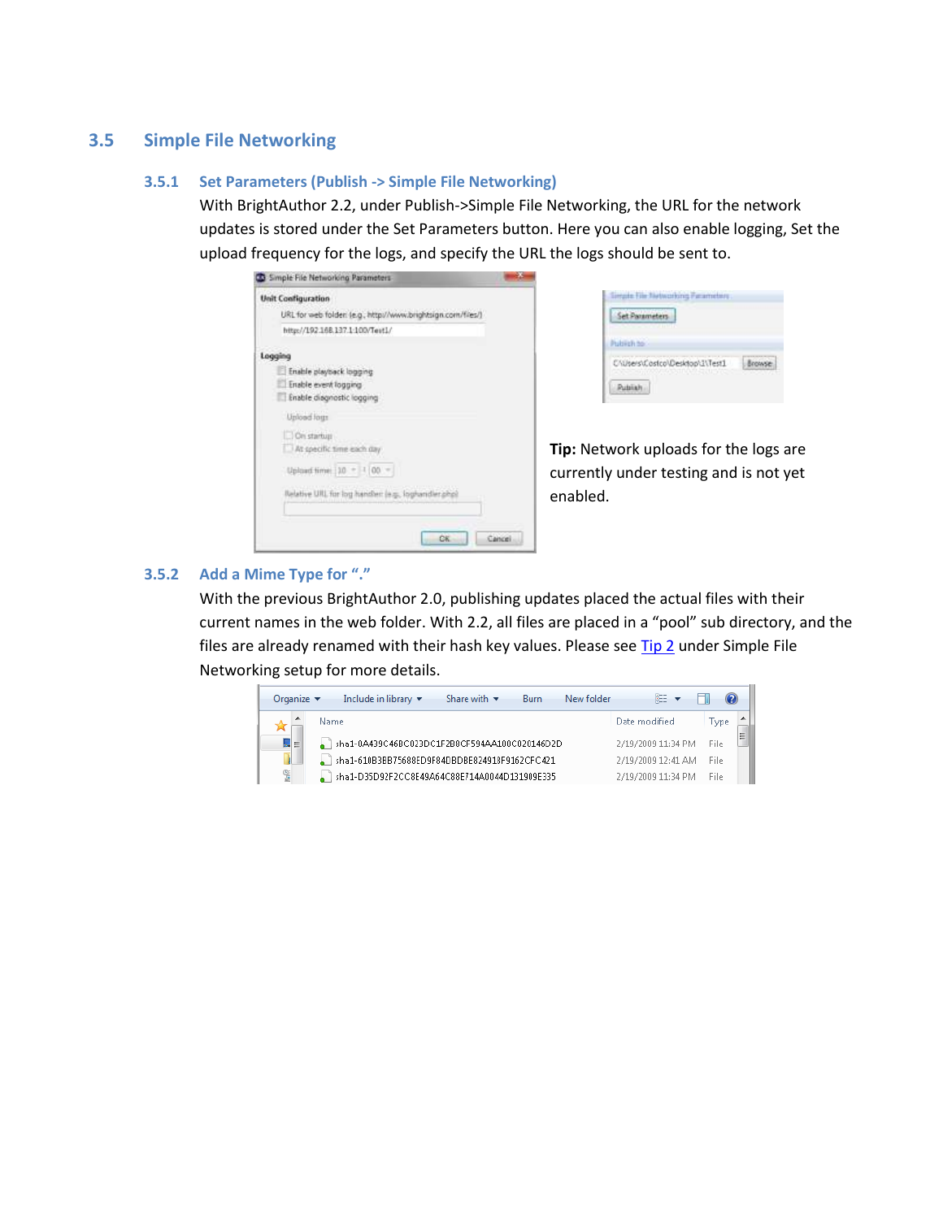## 3.5 Simple File Networking

### 3.5.1 Set Parameters (Publish -> Simple File Networking)

With BrightAuthor 2.2, under Publish->Simple File Networking, the URL for the network updates is stored under the Set Parameters button. Here you can also enable logging, Set the upload frequency for the logs, and specify the URL the logs should be sent to.

**Tip:** Network uploads for the logs are currently under testing and is not yet enabled.

### 3.5.2 Add a Mime Type for "."

With the previous BrightAuthor 2.0, publishing updates placed the actual files with their current names in the web folder. With 2.2, all files are placed in a "pool" sub directory, and the files are already renamed with their hash key values. Please see Tip 2 under Simple File Networking setup for more details.